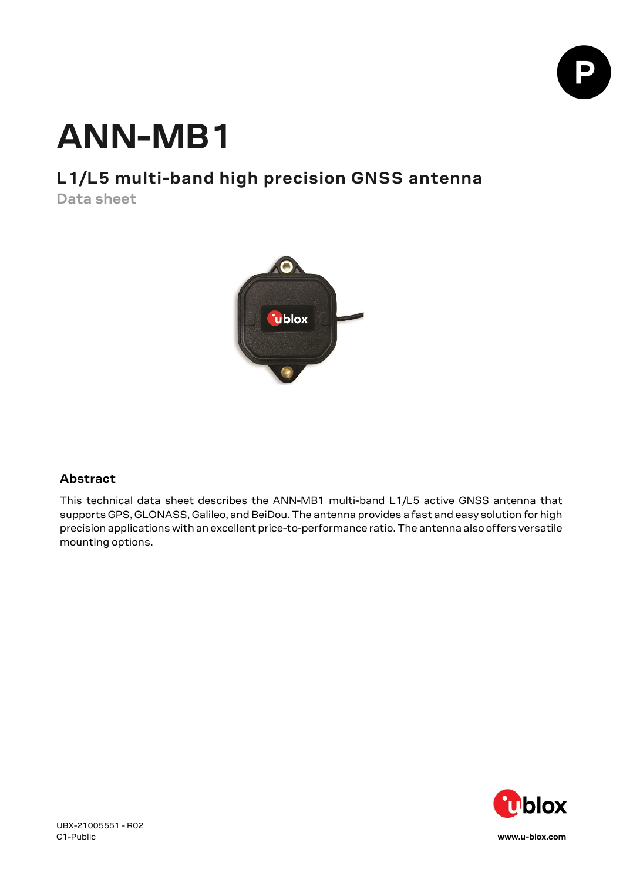# ANN-MB1

## L1/L5 multi-band high precision GNSS antenna

**Data sheet**

### Abstract

This technical data sheet describes the ANN-MB1 multi-band L1/L5 active GNSS antenna that supports GPS, GLONASS, Galileo, and BeiDou. The antenna provides a fast and easy solution for high precision applications with an excellent price-to-performance ratio. The antenna also offers versatile mounting options.

UBX-21005551 - R02
C1-Public

www.u-blox.com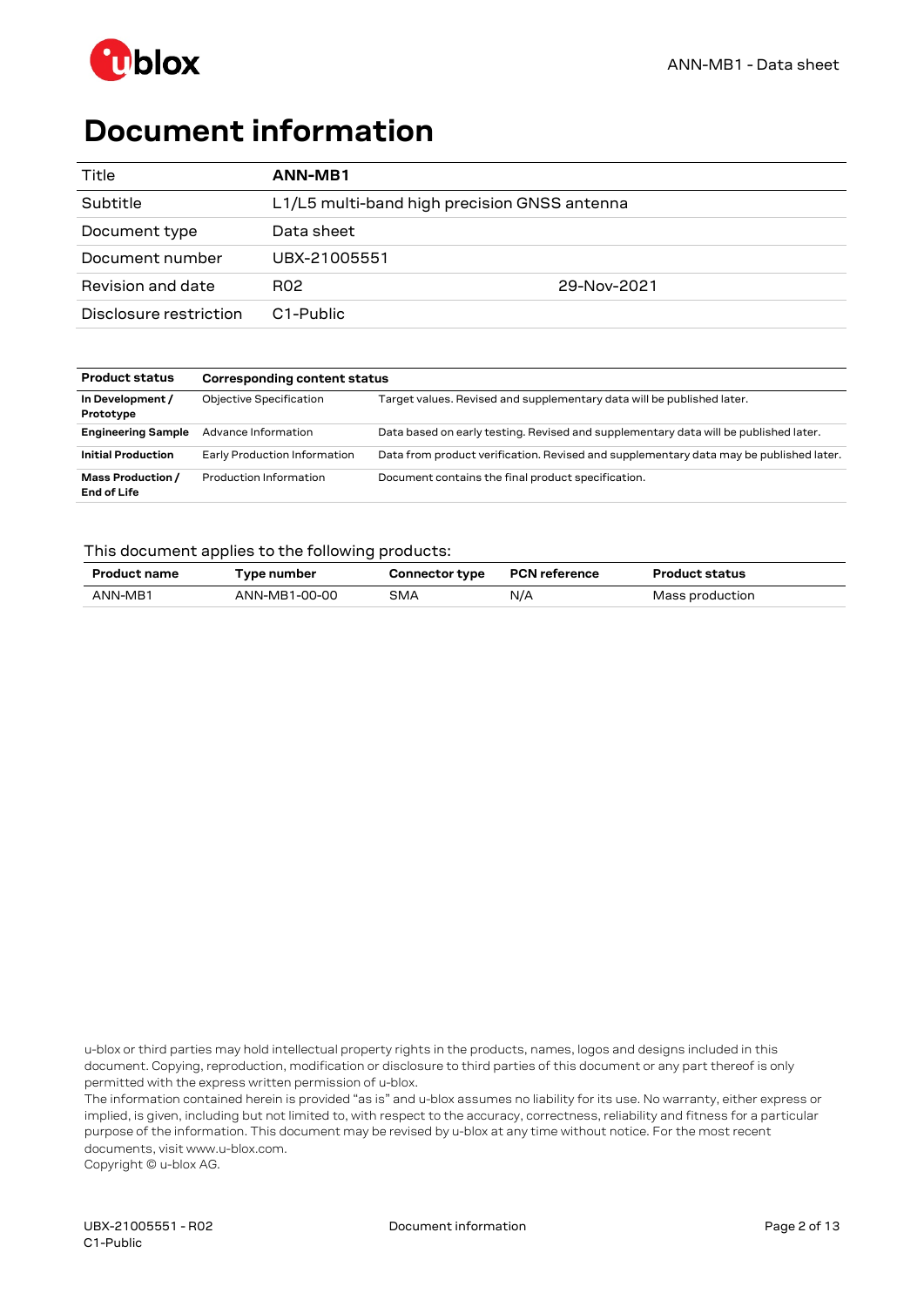# Document information

| Title | **ANN-MB1** | |
|---|---|---|
| Subtitle | L1/L5 multi-band high precision GNSS antenna | |
| Document type | Data sheet | |
| Document number | UBX-21005551 | |
| Revision and date | R02 | 29-Nov-2021 |
| Disclosure restriction | C1-Public | |

| Product status | Corresponding content status | |
|---|---|---|
| **In Development / Prototype** | Objective Specification | Target values. Revised and supplementary data will be published later. |
| **Engineering Sample** | Advance Information | Data based on early testing. Revised and supplementary data will be published later. |
| **Initial Production** | Early Production Information | Data from product verification. Revised and supplementary data may be published later. |
| **Mass Production / End of Life** | Production Information | Document contains the final product specification. |

This document applies to the following products:

| Product name | Type number | Connector type | PCN reference | Product status |
|---|---|---|---|---|
| ANN-MB1 | ANN-MB1-00-00 | SMA | N/A | Mass production |

u-blox or third parties may hold intellectual property rights in the products, names, logos and designs included in this document. Copying, reproduction, modification or disclosure to third parties of this document or any part thereof is only permitted with the express written permission of u-blox.

The information contained herein is provided "as is" and u-blox assumes no liability for its use. No warranty, either express or implied, is given, including but not limited to, with respect to the accuracy, correctness, reliability and fitness for a particular purpose of the information. This document may be revised by u-blox at any time without notice. For the most recent documents, visit www.u-blox.com.

Copyright © u-blox AG.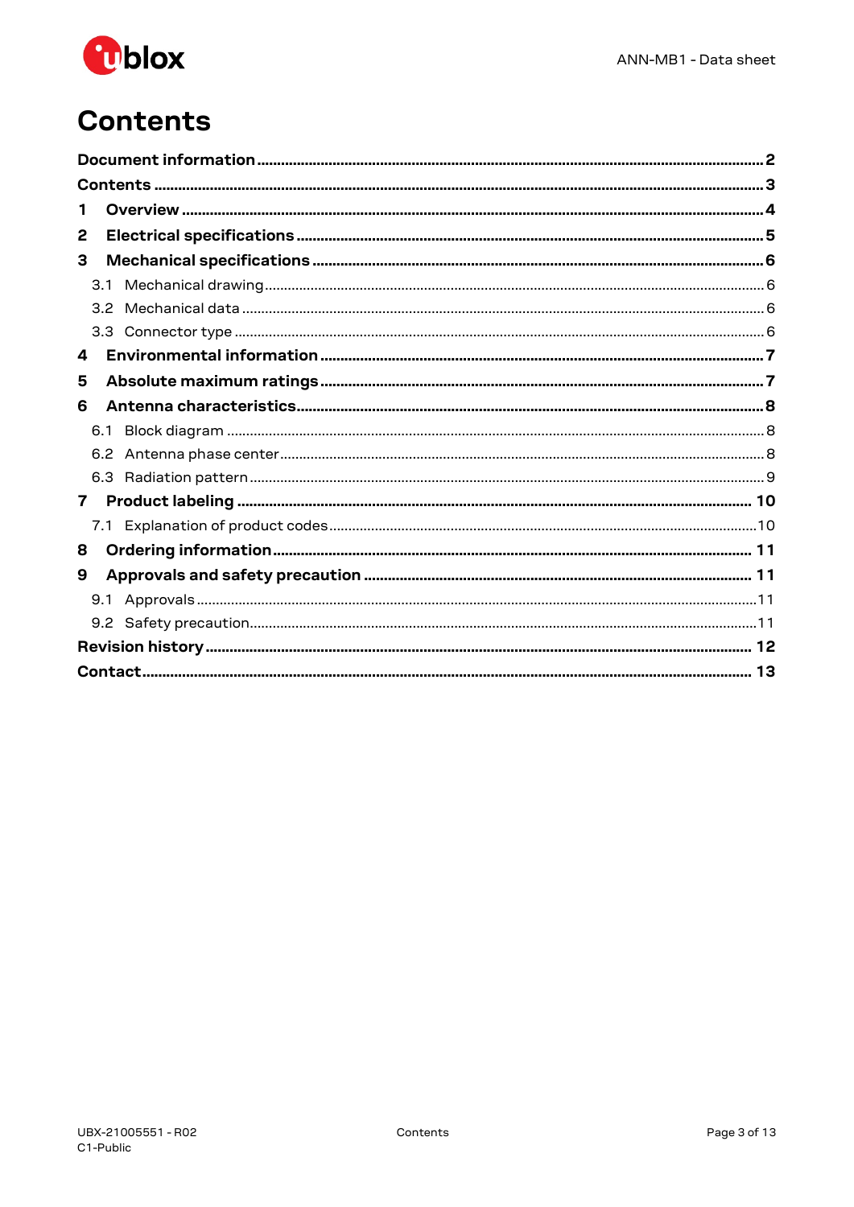# Contents

**Document information ... 2**

**Contents ... 3**

**1 Overview ... 4**

**2 Electrical specifications ... 5**

**3 Mechanical specifications ... 6**

- 3.1 Mechanical drawing ... 6
- 3.2 Mechanical data ... 6
- 3.3 Connector type ... 6

**4 Environmental information ... 7**

**5 Absolute maximum ratings ... 7**

**6 Antenna characteristics ... 8**

- 6.1 Block diagram ... 8
- 6.2 Antenna phase center ... 8
- 6.3 Radiation pattern ... 9

**7 Product labeling ... 10**

- 7.1 Explanation of product codes ... 10

**8 Ordering information ... 11**

**9 Approvals and safety precaution ... 11**

- 9.1 Approvals ... 11
- 9.2 Safety precaution ... 11

**Revision history ... 12**

**Contact ... 13**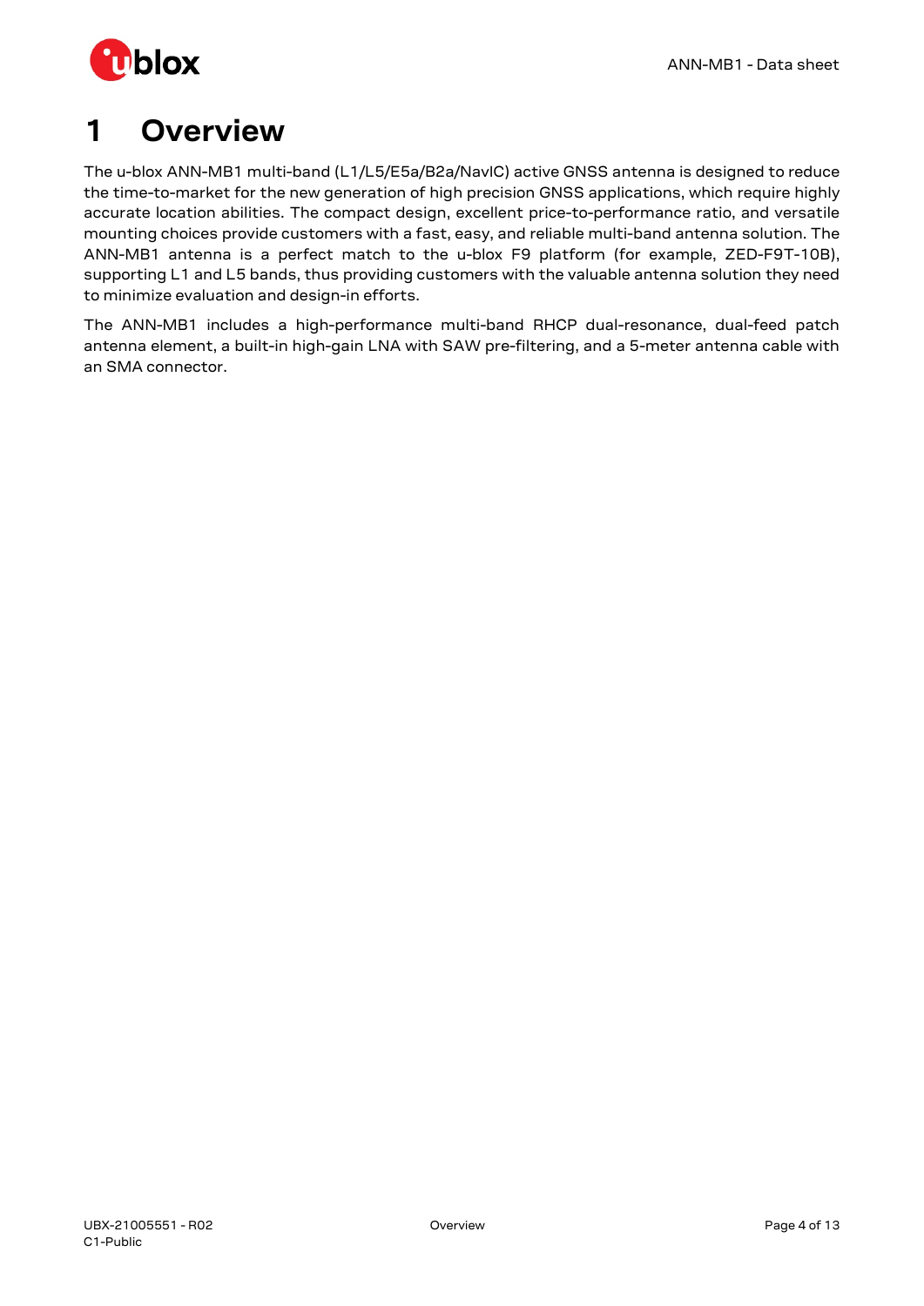# 1 Overview

The u-blox ANN-MB1 multi-band (L1/L5/E5a/B2a/NavIC) active GNSS antenna is designed to reduce the time-to-market for the new generation of high precision GNSS applications, which require highly accurate location abilities. The compact design, excellent price-to-performance ratio, and versatile mounting choices provide customers with a fast, easy, and reliable multi-band antenna solution. The ANN-MB1 antenna is a perfect match to the u-blox F9 platform (for example, ZED-F9T-10B), supporting L1 and L5 bands, thus providing customers with the valuable antenna solution they need to minimize evaluation and design-in efforts.

The ANN-MB1 includes a high-performance multi-band RHCP dual-resonance, dual-feed patch antenna element, a built-in high-gain LNA with SAW pre-filtering, and a 5-meter antenna cable with an SMA connector.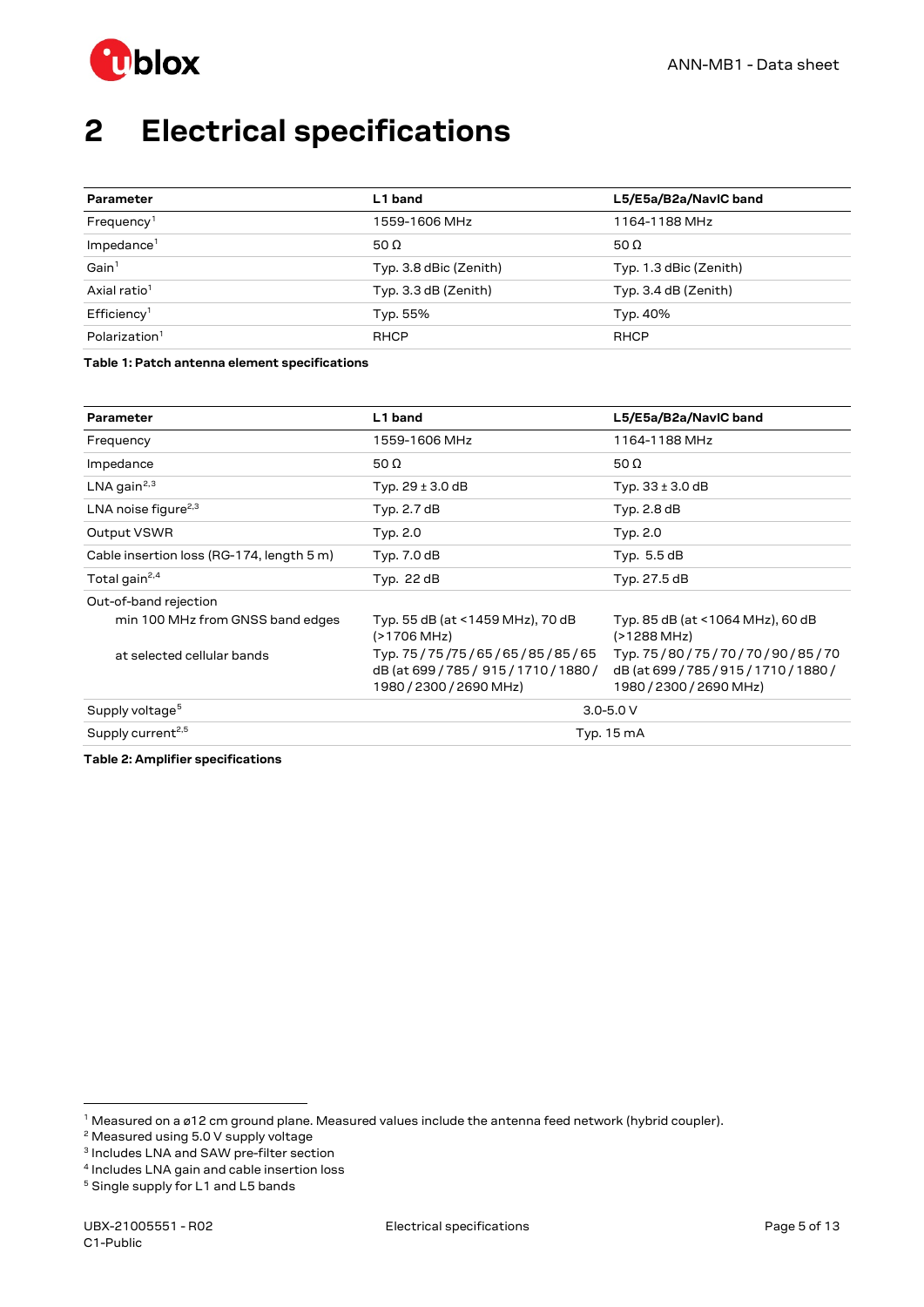# 2 Electrical specifications

| Parameter | L1 band | L5/E5a/B2a/NavIC band |
|---|---|---|
| Frequency[1] | 1559-1606 MHz | 1164-1188 MHz |
| Impedance[1] | 50 Ω | 50 Ω |
| Gain[1] | Typ. 3.8 dBic (Zenith) | Typ. 1.3 dBic (Zenith) |
| Axial ratio[1] | Typ. 3.3 dB (Zenith) | Typ. 3.4 dB (Zenith) |
| Efficiency[1] | Typ. 55% | Typ. 40% |
| Polarization[1] | RHCP | RHCP |

**Table 1: Patch antenna element specifications**

| Parameter | L1 band | L5/E5a/B2a/NavIC band |
|---|---|---|
| Frequency | 1559-1606 MHz | 1164-1188 MHz |
| Impedance | 50 Ω | 50 Ω |
| LNA gain[2,3] | Typ. 29 ± 3.0 dB | Typ. 33 ± 3.0 dB |
| LNA noise figure[2,3] | Typ. 2.7 dB | Typ. 2.8 dB |
| Output VSWR | Typ. 2.0 | Typ. 2.0 |
| Cable insertion loss (RG-174, length 5 m) | Typ. 7.0 dB | Typ. 5.5 dB |
| Total gain[2,4] | Typ. 22 dB | Typ. 27.5 dB |
| Out-of-band rejection | | |
| min 100 MHz from GNSS band edges | Typ. 55 dB (at <1459 MHz), 70 dB (>1706 MHz) | Typ. 85 dB (at <1064 MHz), 60 dB (>1288 MHz) |
| at selected cellular bands | Typ. 75 / 75 /75 / 65 / 65 / 85 / 85 / 65 dB (at 699 / 785 / 915 / 1710 / 1880 / 1980 / 2300 / 2690 MHz) | Typ. 75 / 80 / 75 / 70 / 70 / 90 / 85 / 70 dB (at 699 / 785 / 915 / 1710 / 1880 / 1980 / 2300 / 2690 MHz) |
| Supply voltage[5] | 3.0-5.0 V | |
| Supply current[2,5] | Typ. 15 mA | |

**Table 2: Amplifier specifications**

[1] Measured on a ø12 cm ground plane. Measured values include the antenna feed network (hybrid coupler).
[2] Measured using 5.0 V supply voltage
[3] Includes LNA and SAW pre-filter section
[4] Includes LNA gain and cable insertion loss
[5] Single supply for L1 and L5 bands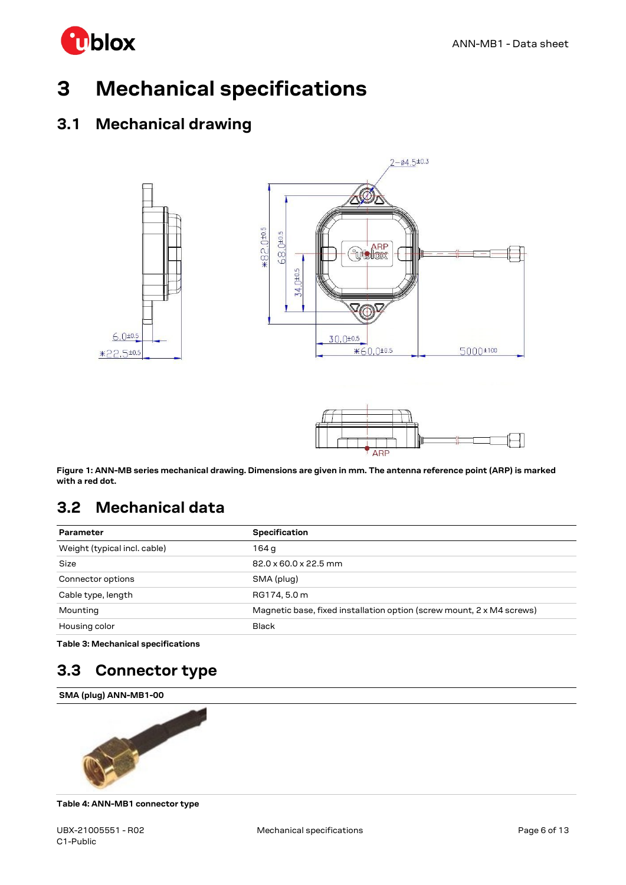# 3 Mechanical specifications

## 3.1 Mechanical drawing

**Figure 1: ANN-MB series mechanical drawing. Dimensions are given in mm. The antenna reference point (ARP) is marked with a red dot.**

## 3.2 Mechanical data

| Parameter | Specification |
|---|---|
| Weight (typical incl. cable) | 164 g |
| Size | 82.0 x 60.0 x 22.5 mm |
| Connector options | SMA (plug) |
| Cable type, length | RG174, 5.0 m |
| Mounting | Magnetic base, fixed installation option (screw mount, 2 x M4 screws) |
| Housing color | Black |

**Table 3: Mechanical specifications**

## 3.3 Connector type

| SMA (plug) ANN-MB1-00 |
|---|
| |

**Table 4: ANN-MB1 connector type**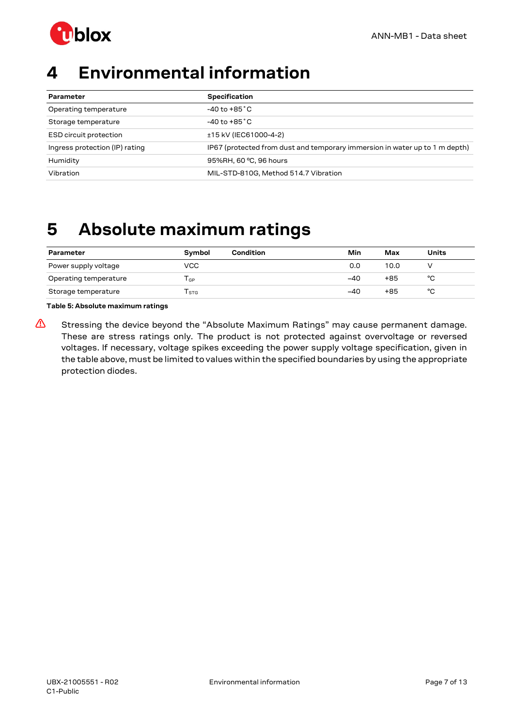# 4 Environmental information

| Parameter | Specification |
|---|---|
| Operating temperature | -40 to +85˚C |
| Storage temperature | -40 to +85˚C |
| ESD circuit protection | ±15 kV (IEC61000-4-2) |
| Ingress protection (IP) rating | IP67 (protected from dust and temporary immersion in water up to 1 m depth) |
| Humidity | 95%RH, 60 ºC, 96 hours |
| Vibration | MIL-STD-810G, Method 514.7 Vibration |

# 5 Absolute maximum ratings

| Parameter | Symbol | Condition | Min | Max | Units |
|---|---|---|---|---|---|
| Power supply voltage | VCC | | 0.0 | 10.0 | V |
| Operating temperature | $T_{GP}$ | | –40 | +85 | °C |
| Storage temperature | $T_{STG}$ | | –40 | +85 | °C |

**Table 5: Absolute maximum ratings**

⚠ Stressing the device beyond the "Absolute Maximum Ratings" may cause permanent damage. These are stress ratings only. The product is not protected against overvoltage or reversed voltages. If necessary, voltage spikes exceeding the power supply voltage specification, given in the table above, must be limited to values within the specified boundaries by using the appropriate protection diodes.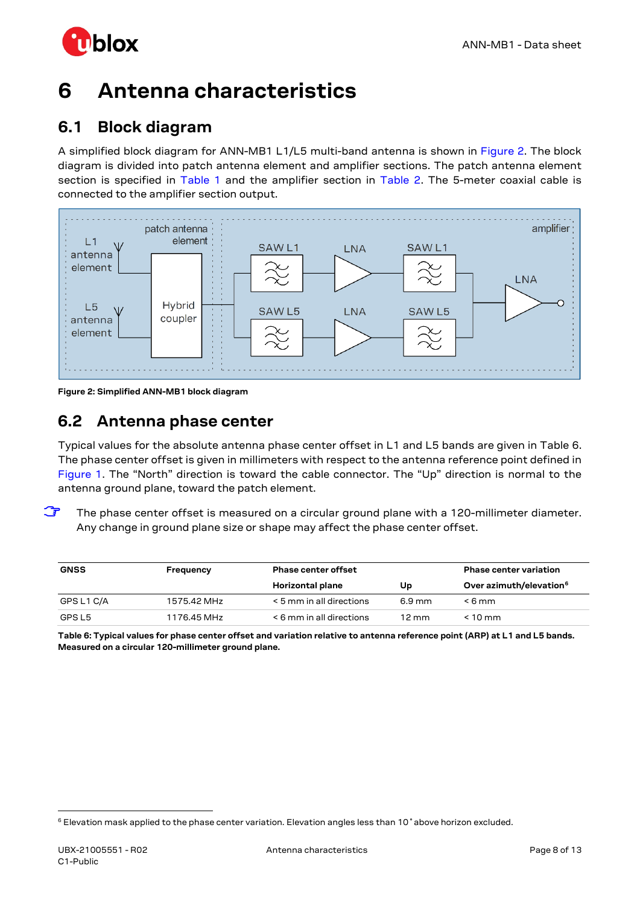# 6 Antenna characteristics

## 6.1 Block diagram

A simplified block diagram for ANN-MB1 L1/L5 multi-band antenna is shown in Figure 2. The block diagram is divided into patch antenna element and amplifier sections. The patch antenna element section is specified in Table 1 and the amplifier section in Table 2. The 5-meter coaxial cable is connected to the amplifier section output.

Figure 2: Simplified ANN-MB1 block diagram

## 6.2 Antenna phase center

Typical values for the absolute antenna phase center offset in L1 and L5 bands are given in Table 6. The phase center offset is given in millimeters with respect to the antenna reference point defined in Figure 1. The “North” direction is toward the cable connector. The “Up” direction is normal to the antenna ground plane, toward the patch element.

☞ The phase center offset is measured on a circular ground plane with a 120-millimeter diameter. Any change in ground plane size or shape may affect the phase center offset.

| GNSS | Frequency | Phase center offset | | Phase center variation |
|---|---|---|---|---|
| | | Horizontal plane | Up | Over azimuth/elevation[6] |
| GPS L1 C/A | 1575.42 MHz | < 5 mm in all directions | 6.9 mm | < 6 mm |
| GPS L5 | 1176.45 MHz | < 6 mm in all directions | 12 mm | < 10 mm |

**Table 6: Typical values for phase center offset and variation relative to antenna reference point (ARP) at L1 and L5 bands. Measured on a circular 120-millimeter ground plane.**

[6] Elevation mask applied to the phase center variation. Elevation angles less than 10 ° above horizon excluded.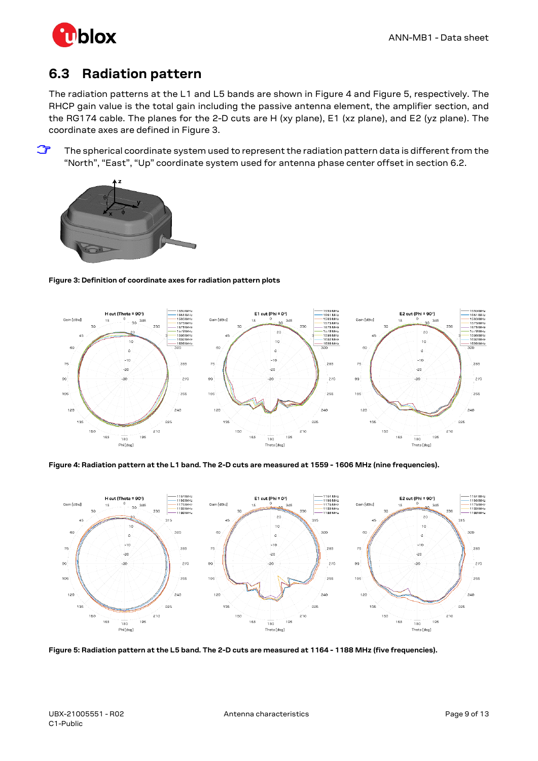## 6.3 Radiation pattern

The radiation patterns at the L1 and L5 bands are shown in Figure 4 and Figure 5, respectively. The RHCP gain value is the total gain including the passive antenna element, the amplifier section, and the RG174 cable. The planes for the 2-D cuts are H (xy plane), E1 (xz plane), and E2 (yz plane). The coordinate axes are defined in Figure 3.

☞ The spherical coordinate system used to represent the radiation pattern data is different from the "North", "East", "Up" coordinate system used for antenna phase center offset in section 6.2.

**Figure 3: Definition of coordinate axes for radiation pattern plots**

**Figure 4: Radiation pattern at the L1 band. The 2-D cuts are measured at 1559 - 1606 MHz (nine frequencies).**

**Figure 5: Radiation pattern at the L5 band. The 2-D cuts are measured at 1164 - 1188 MHz (five frequencies).**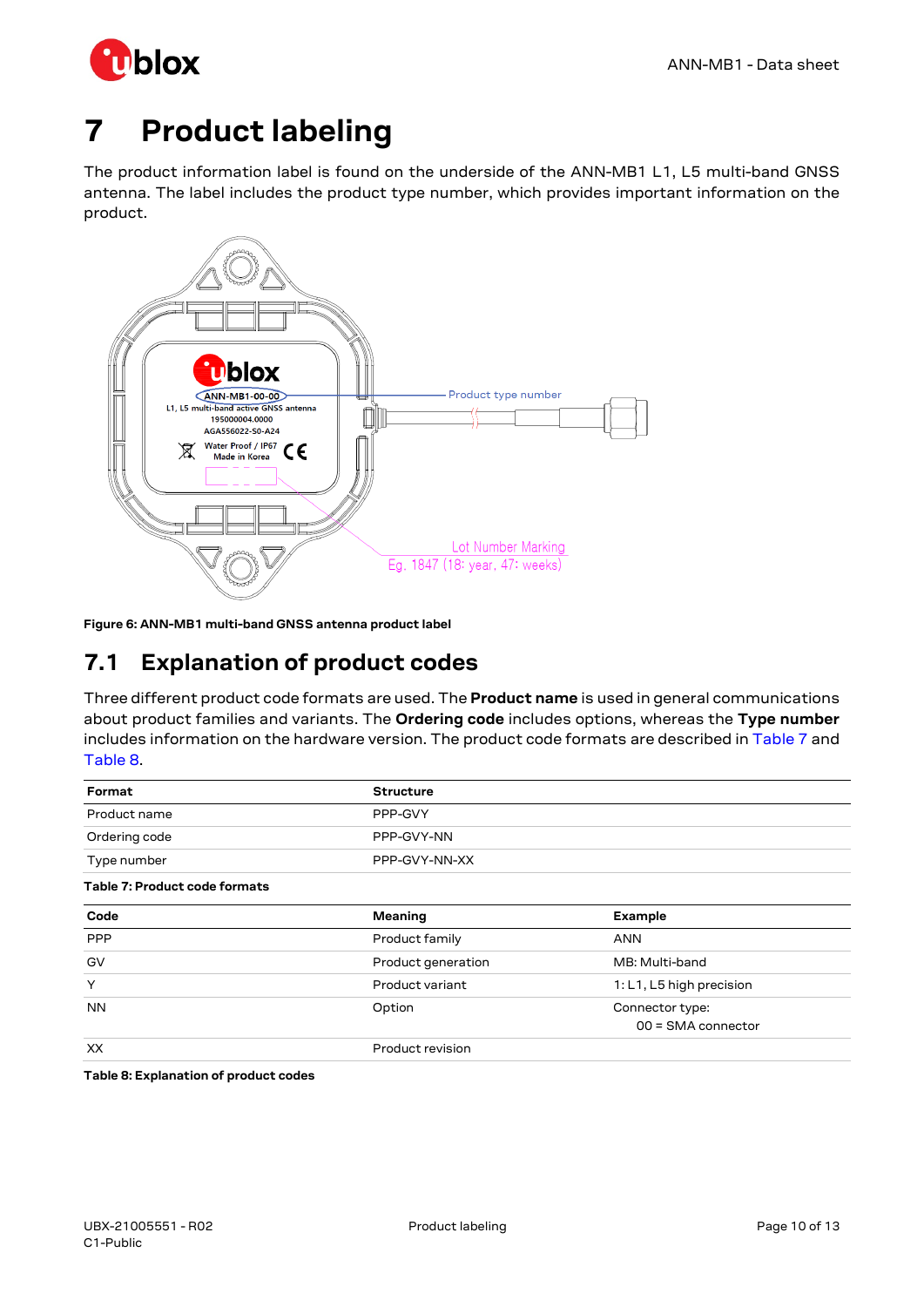# 7 Product labeling

The product information label is found on the underside of the ANN-MB1 L1, L5 multi-band GNSS antenna. The label includes the product type number, which provides important information on the product.

**Figure 6: ANN-MB1 multi-band GNSS antenna product label**

## 7.1 Explanation of product codes

Three different product code formats are used. The **Product name** is used in general communications about product families and variants. The **Ordering code** includes options, whereas the **Type number** includes information on the hardware version. The product code formats are described in Table 7 and Table 8.

| Format | Structure |
|---|---|
| Product name | PPP-GVY |
| Ordering code | PPP-GVY-NN |
| Type number | PPP-GVY-NN-XX |

**Table 7: Product code formats**

| Code | Meaning | Example |
|---|---|---|
| PPP | Product family | ANN |
| GV | Product generation | MB: Multi-band |
| Y | Product variant | 1: L1, L5 high precision |
| NN | Option | Connector type: 00 = SMA connector |
| XX | Product revision | |

**Table 8: Explanation of product codes**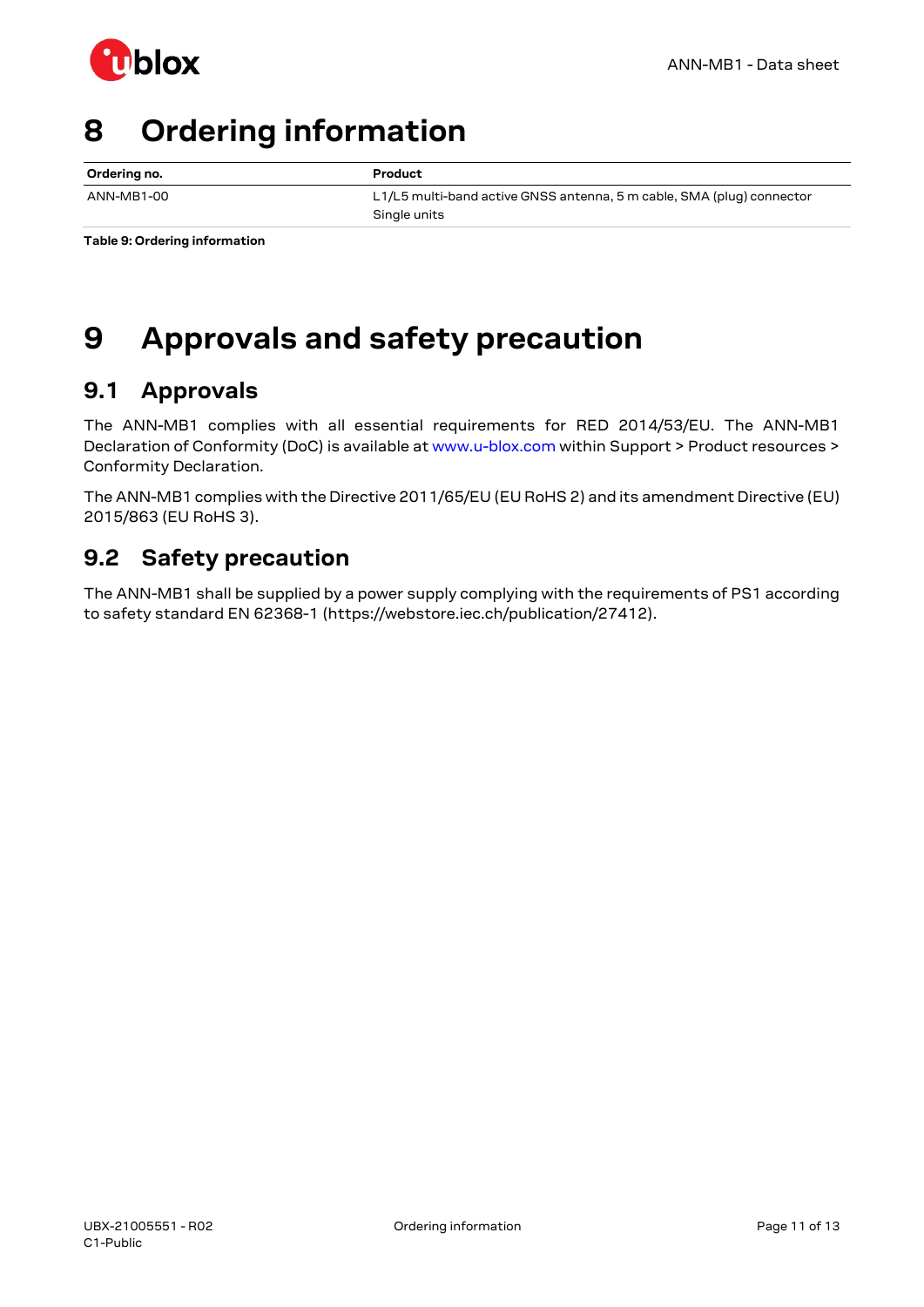# 8 Ordering information

| Ordering no. | Product |
| --- | --- |
| ANN-MB1-00 | L1/L5 multi-band active GNSS antenna, 5 m cable, SMA (plug) connector<br>Single units |

**Table 9: Ordering information**

# 9 Approvals and safety precaution

## 9.1 Approvals

The ANN-MB1 complies with all essential requirements for RED 2014/53/EU. The ANN-MB1 Declaration of Conformity (DoC) is available at www.u-blox.com within Support > Product resources > Conformity Declaration.

The ANN-MB1 complies with the Directive 2011/65/EU (EU RoHS 2) and its amendment Directive (EU) 2015/863 (EU RoHS 3).

## 9.2 Safety precaution

The ANN-MB1 shall be supplied by a power supply complying with the requirements of PS1 according to safety standard EN 62368-1 (https://webstore.iec.ch/publication/27412).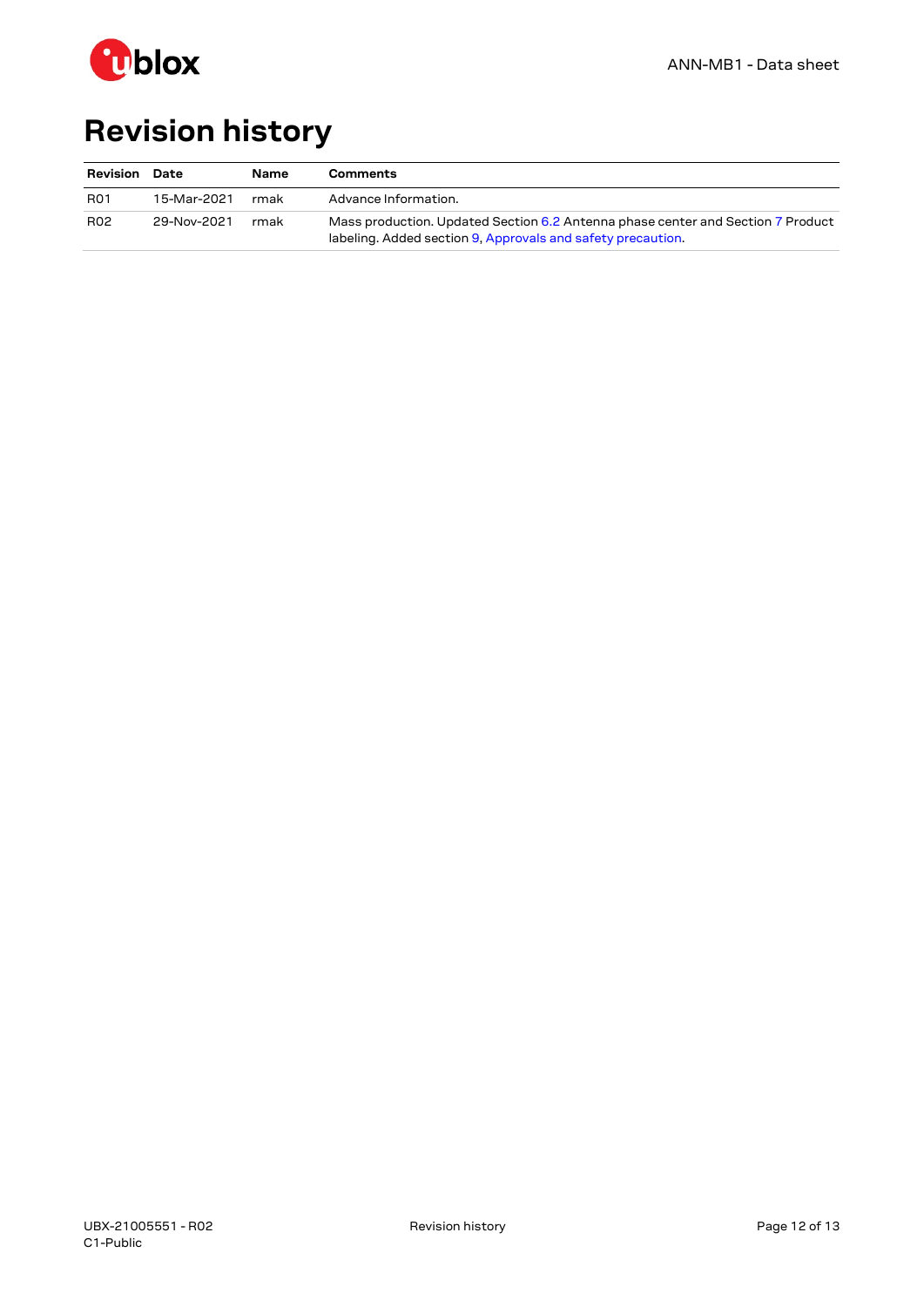# Revision history

| Revision | Date | Name | Comments |
|---|---|---|---|
| R01 | 15-Mar-2021 | rmak | Advance Information. |
| R02 | 29-Nov-2021 | rmak | Mass production. Updated Section 6.2 Antenna phase center and Section 7 Product labeling. Added section 9, Approvals and safety precaution. |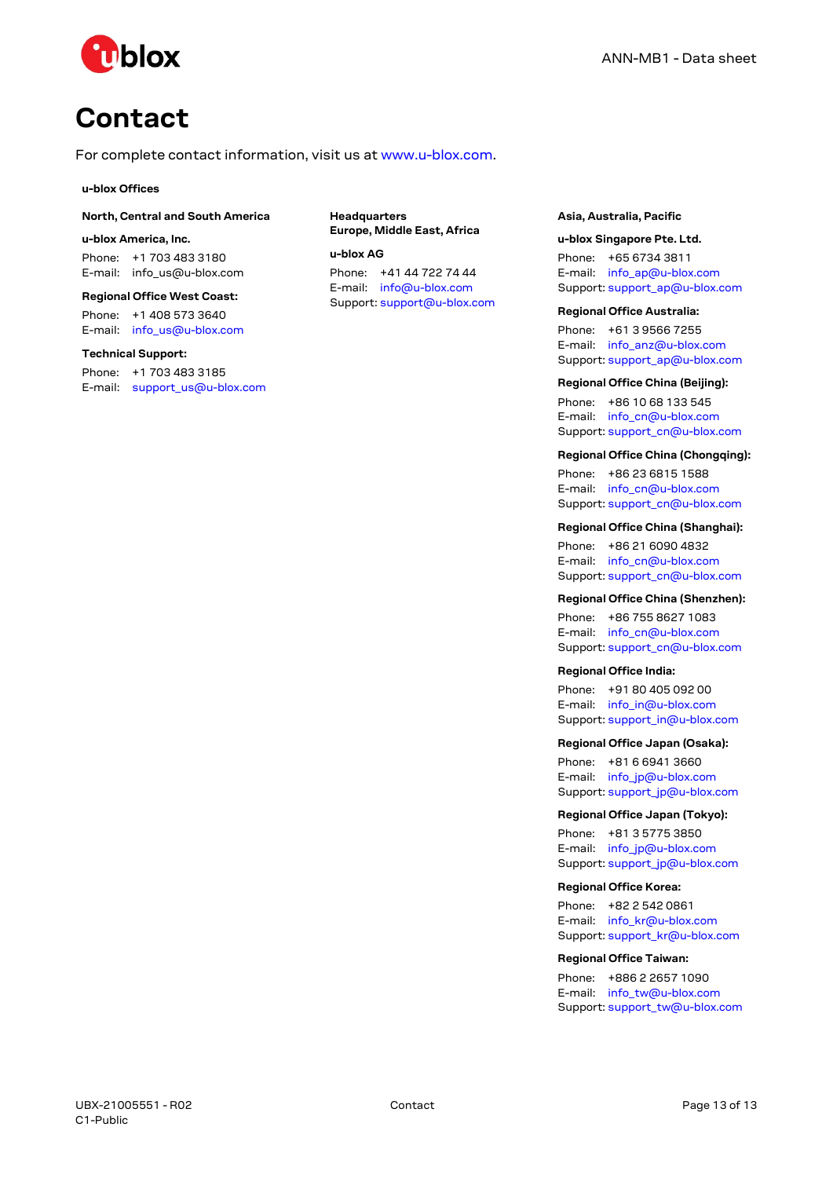# Contact

For complete contact information, visit us at www.u-blox.com.

**u-blox Offices**

**North, Central and South America**

**u-blox America, Inc.**

Phone: +1 703 483 3180
E-mail: info_us@u-blox.com

**Regional Office West Coast:**

Phone: +1 408 573 3640
E-mail: info_us@u-blox.com

**Technical Support:**

Phone: +1 703 483 3185
E-mail: support_us@u-blox.com

**Headquarters**
**Europe, Middle East, Africa**

**u-blox AG**

Phone: +41 44 722 74 44
E-mail: info@u-blox.com
Support: support@u-blox.com

**Asia, Australia, Pacific**

**u-blox Singapore Pte. Ltd.**

Phone: +65 6734 3811
E-mail: info_ap@u-blox.com
Support: support_ap@u-blox.com

**Regional Office Australia:**

Phone: +61 3 9566 7255
E-mail: info_anz@u-blox.com
Support: support_ap@u-blox.com

**Regional Office China (Beijing):**

Phone: +86 10 68 133 545
E-mail: info_cn@u-blox.com
Support: support_cn@u-blox.com

**Regional Office China (Chongqing):**

Phone: +86 23 6815 1588
E-mail: info_cn@u-blox.com
Support: support_cn@u-blox.com

**Regional Office China (Shanghai):**

Phone: +86 21 6090 4832
E-mail: info_cn@u-blox.com
Support: support_cn@u-blox.com

**Regional Office China (Shenzhen):**

Phone: +86 755 8627 1083
E-mail: info_cn@u-blox.com
Support: support_cn@u-blox.com

**Regional Office India:**

Phone: +91 80 405 092 00
E-mail: info_in@u-blox.com
Support: support_in@u-blox.com

**Regional Office Japan (Osaka):**

Phone: +81 6 6941 3660
E-mail: info_jp@u-blox.com
Support: support_jp@u-blox.com

**Regional Office Japan (Tokyo):**

Phone: +81 3 5775 3850
E-mail: info_jp@u-blox.com
Support: support_jp@u-blox.com

**Regional Office Korea:**

Phone: +82 2 542 0861
E-mail: info_kr@u-blox.com
Support: support_kr@u-blox.com

**Regional Office Taiwan:**

Phone: +886 2 2657 1090
E-mail: info_tw@u-blox.com
Support: support_tw@u-blox.com